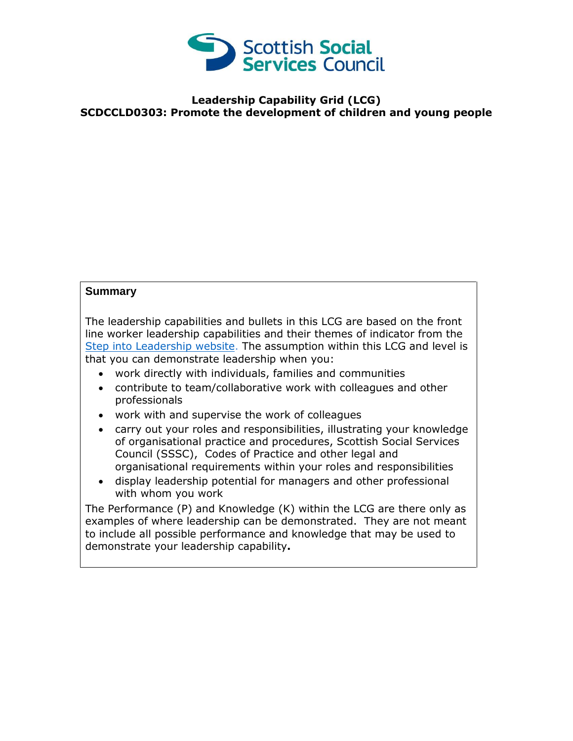**Leadership Capability Grid (LCG)**
**SCDCCLD0303: Promote the development of children and young people**

**Summary**

The leadership capabilities and bullets in this LCG are based on the front line worker leadership capabilities and their themes of indicator from the Step into Leadership website. The assumption within this LCG and level is that you can demonstrate leadership when you:

- work directly with individuals, families and communities
- contribute to team/collaborative work with colleagues and other professionals
- work with and supervise the work of colleagues
- carry out your roles and responsibilities, illustrating your knowledge of organisational practice and procedures, Scottish Social Services Council (SSSC), Codes of Practice and other legal and organisational requirements within your roles and responsibilities
- display leadership potential for managers and other professional with whom you work

The Performance (P) and Knowledge (K) within the LCG are there only as examples of where leadership can be demonstrated. They are not meant to include all possible performance and knowledge that may be used to demonstrate your leadership capability**.**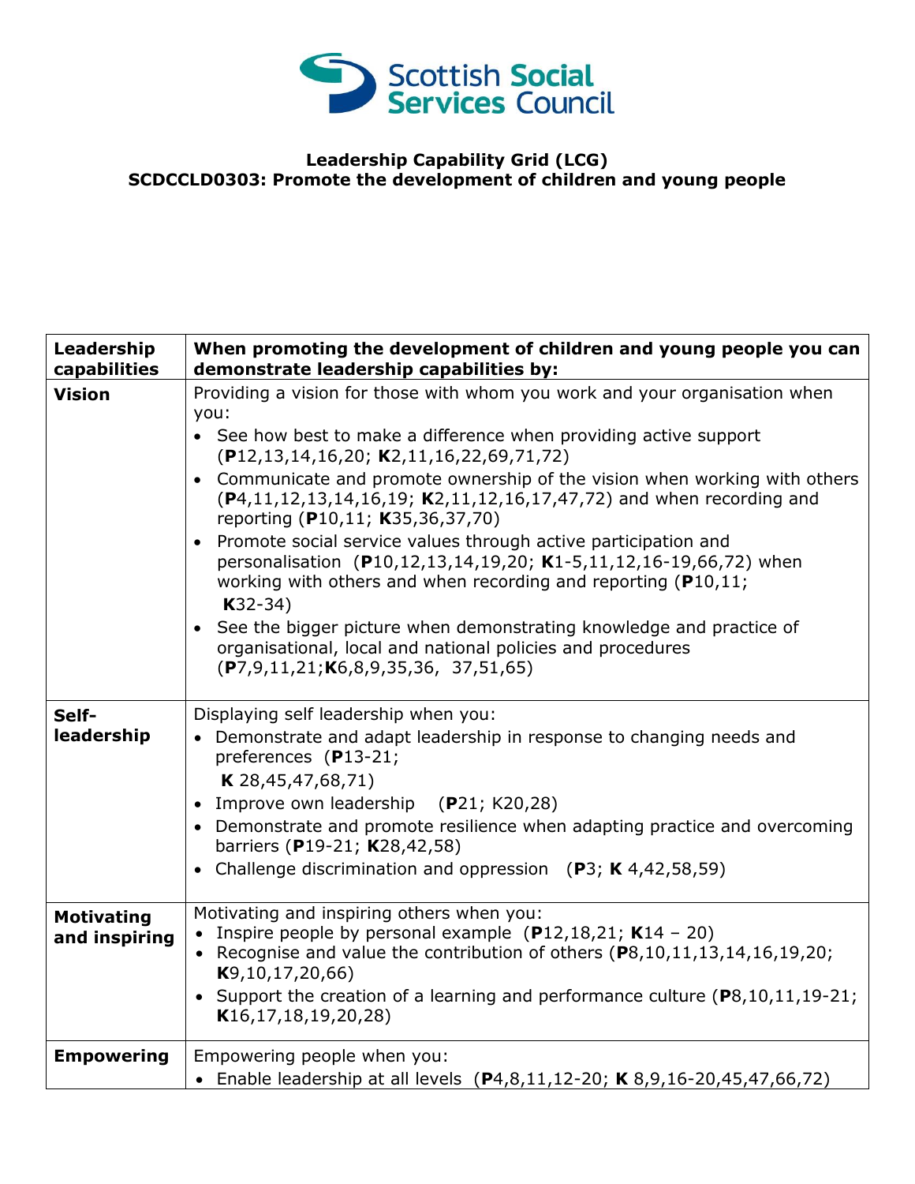**Leadership Capability Grid (LCG)**
**SCDCCLD0303: Promote the development of children and young people**

| Leadership capabilities | When promoting the development of children and young people you can demonstrate leadership capabilities by: |
|---|---|
| **Vision** | Providing a vision for those with whom you work and your organisation when you:<br>• See how best to make a difference when providing active support (**P**12,13,14,16,20; **K**2,11,16,22,69,71,72)<br>• Communicate and promote ownership of the vision when working with others (**P**4,11,12,13,14,16,19; **K**2,11,12,16,17,47,72) and when recording and reporting (**P**10,11; **K**35,36,37,70)<br>• Promote social service values through active participation and personalisation (**P**10,12,13,14,19,20; **K**1-5,11,12,16-19,66,72) when working with others and when recording and reporting (**P**10,11; **K**32-34)<br>• See the bigger picture when demonstrating knowledge and practice of organisational, local and national policies and procedures (**P**7,9,11,21;**K**6,8,9,35,36, 37,51,65) |
| **Self-leadership** | Displaying self leadership when you:<br>• Demonstrate and adapt leadership in response to changing needs and preferences (**P**13-21; **K** 28,45,47,68,71)<br>• Improve own leadership (**P**21; K20,28)<br>• Demonstrate and promote resilience when adapting practice and overcoming barriers (**P**19-21; **K**28,42,58)<br>• Challenge discrimination and oppression (**P**3; **K** 4,42,58,59) |
| **Motivating and inspiring** | Motivating and inspiring others when you:<br>• Inspire people by personal example (**P**12,18,21; **K**14 – 20)<br>• Recognise and value the contribution of others (**P**8,10,11,13,14,16,19,20; **K**9,10,17,20,66)<br>• Support the creation of a learning and performance culture (**P**8,10,11,19-21; **K**16,17,18,19,20,28) |
| **Empowering** | Empowering people when you:<br>• Enable leadership at all levels (**P**4,8,11,12-20; **K** 8,9,16-20,45,47,66,72) |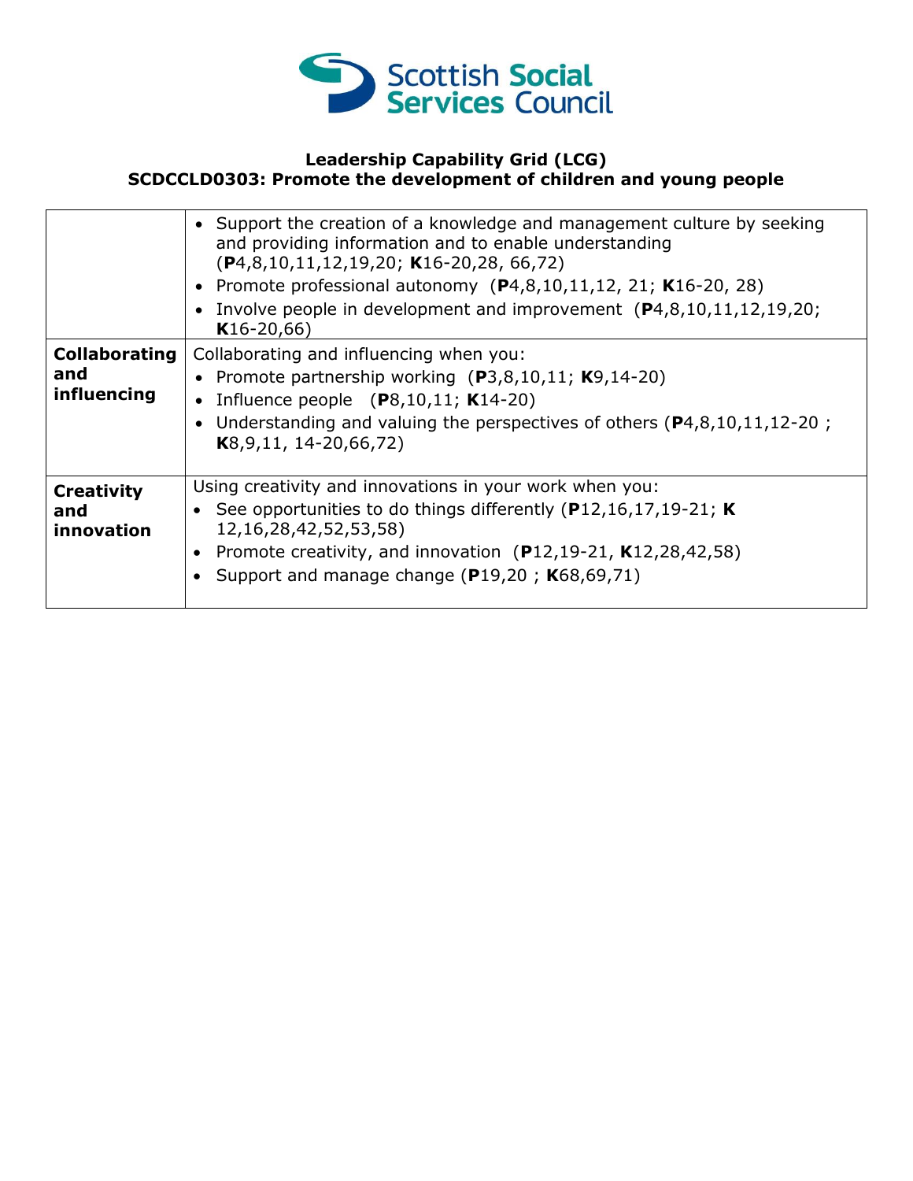**Leadership Capability Grid (LCG)**
**SCDCCLD0303: Promote the development of children and young people**

| | |
|---|---|
| | • Support the creation of a knowledge and management culture by seeking and providing information and to enable understanding (**P**4,8,10,11,12,19,20; **K**16-20,28, 66,72)<br>• Promote professional autonomy (**P**4,8,10,11,12, 21; **K**16-20, 28)<br>• Involve people in development and improvement (**P**4,8,10,11,12,19,20; **K**16-20,66) |
| **Collaborating and influencing** | Collaborating and influencing when you:<br>• Promote partnership working (**P**3,8,10,11; **K**9,14-20)<br>• Influence people (**P**8,10,11; **K**14-20)<br>• Understanding and valuing the perspectives of others (**P**4,8,10,11,12-20 ; **K**8,9,11, 14-20,66,72) |
| **Creativity and innovation** | Using creativity and innovations in your work when you:<br>• See opportunities to do things differently (**P**12,16,17,19-21; **K** 12,16,28,42,52,53,58)<br>• Promote creativity, and innovation (**P**12,19-21, **K**12,28,42,58)<br>• Support and manage change (**P**19,20 ; **K**68,69,71) |